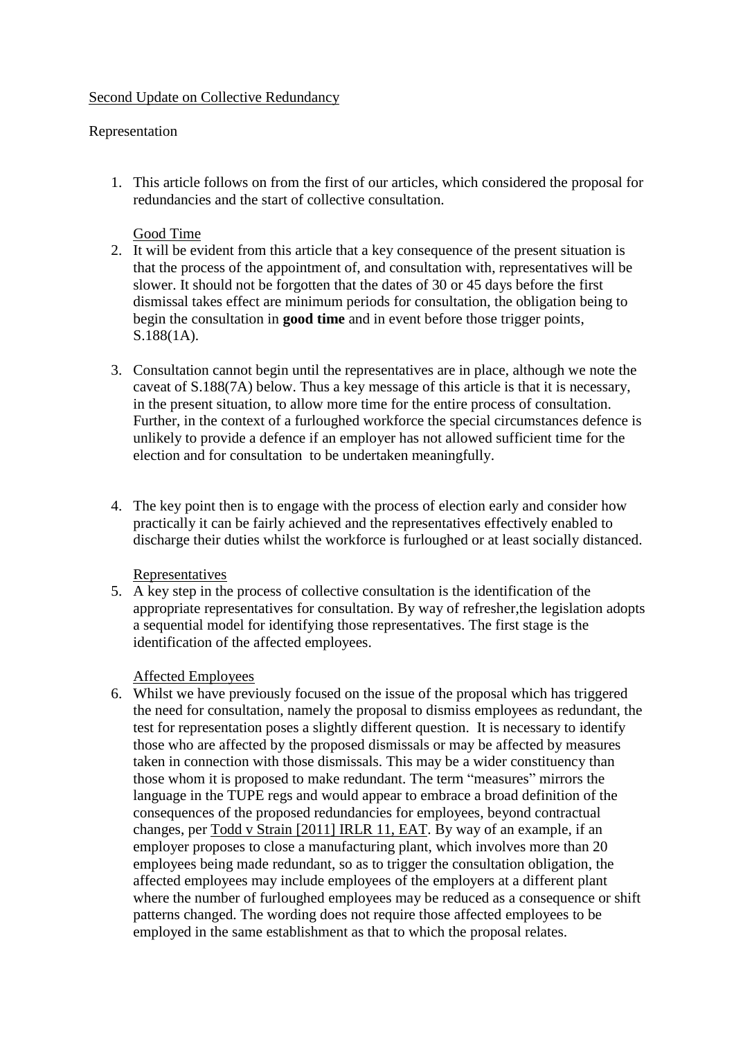Second Update on Collective Redundancy

Representation

1. This article follows on from the first of our articles, which considered the proposal for redundancies and the start of collective consultation.

   Good Time

2. It will be evident from this article that a key consequence of the present situation is that the process of the appointment of, and consultation with, representatives will be slower. It should not be forgotten that the dates of 30 or 45 days before the first dismissal takes effect are minimum periods for consultation, the obligation being to begin the consultation in **good time** and in event before those trigger points, S.188(1A).

3. Consultation cannot begin until the representatives are in place, although we note the caveat of S.188(7A) below. Thus a key message of this article is that it is necessary, in the present situation, to allow more time for the entire process of consultation. Further, in the context of a furloughed workforce the special circumstances defence is unlikely to provide a defence if an employer has not allowed sufficient time for the election and for consultation to be undertaken meaningfully.

4. The key point then is to engage with the process of election early and consider how practically it can be fairly achieved and the representatives effectively enabled to discharge their duties whilst the workforce is furloughed or at least socially distanced.

   Representatives

5. A key step in the process of collective consultation is the identification of the appropriate representatives for consultation. By way of refresher,the legislation adopts a sequential model for identifying those representatives. The first stage is the identification of the affected employees.

   Affected Employees

6. Whilst we have previously focused on the issue of the proposal which has triggered the need for consultation, namely the proposal to dismiss employees as redundant, the test for representation poses a slightly different question. It is necessary to identify those who are affected by the proposed dismissals or may be affected by measures taken in connection with those dismissals. This may be a wider constituency than those whom it is proposed to make redundant. The term "measures" mirrors the language in the TUPE regs and would appear to embrace a broad definition of the consequences of the proposed redundancies for employees, beyond contractual changes, per Todd v Strain [2011] IRLR 11, EAT. By way of an example, if an employer proposes to close a manufacturing plant, which involves more than 20 employees being made redundant, so as to trigger the consultation obligation, the affected employees may include employees of the employers at a different plant where the number of furloughed employees may be reduced as a consequence or shift patterns changed. The wording does not require those affected employees to be employed in the same establishment as that to which the proposal relates.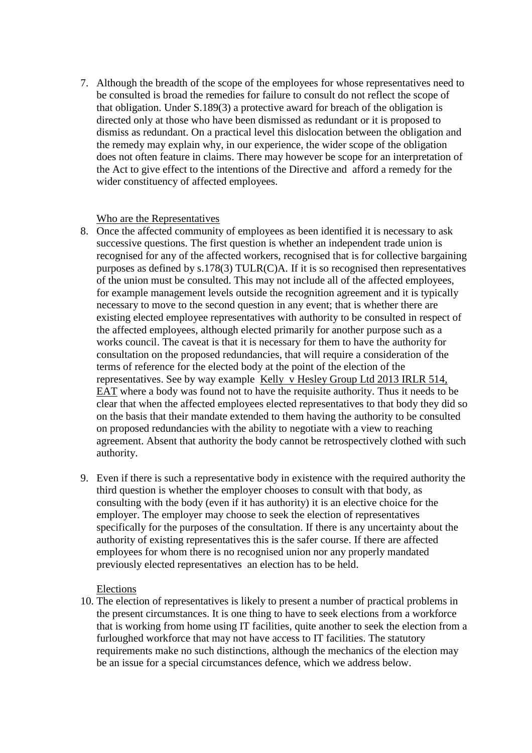7. Although the breadth of the scope of the employees for whose representatives need to be consulted is broad the remedies for failure to consult do not reflect the scope of that obligation. Under S.189(3) a protective award for breach of the obligation is directed only at those who have been dismissed as redundant or it is proposed to dismiss as redundant. On a practical level this dislocation between the obligation and the remedy may explain why, in our experience, the wider scope of the obligation does not often feature in claims. There may however be scope for an interpretation of the Act to give effect to the intentions of the Directive and afford a remedy for the wider constituency of affected employees.

<u>Who are the Representatives</u>

8. Once the affected community of employees as been identified it is necessary to ask successive questions. The first question is whether an independent trade union is recognised for any of the affected workers, recognised that is for collective bargaining purposes as defined by s.178(3) TULR(C)A. If it is so recognised then representatives of the union must be consulted. This may not include all of the affected employees, for example management levels outside the recognition agreement and it is typically necessary to move to the second question in any event; that is whether there are existing elected employee representatives with authority to be consulted in respect of the affected employees, although elected primarily for another purpose such as a works council. The caveat is that it is necessary for them to have the authority for consultation on the proposed redundancies, that will require a consideration of the terms of reference for the elected body at the point of the election of the representatives. See by way example <u>Kelly v Hesley Group Ltd 2013 IRLR 514, EAT</u> where a body was found not to have the requisite authority. Thus it needs to be clear that when the affected employees elected representatives to that body they did so on the basis that their mandate extended to them having the authority to be consulted on proposed redundancies with the ability to negotiate with a view to reaching agreement. Absent that authority the body cannot be retrospectively clothed with such authority.

9. Even if there is such a representative body in existence with the required authority the third question is whether the employer chooses to consult with that body, as consulting with the body (even if it has authority) it is an elective choice for the employer. The employer may choose to seek the election of representatives specifically for the purposes of the consultation. If there is any uncertainty about the authority of existing representatives this is the safer course. If there are affected employees for whom there is no recognised union nor any properly mandated previously elected representatives an election has to be held.

<u>Elections</u>

10. The election of representatives is likely to present a number of practical problems in the present circumstances. It is one thing to have to seek elections from a workforce that is working from home using IT facilities, quite another to seek the election from a furloughed workforce that may not have access to IT facilities. The statutory requirements make no such distinctions, although the mechanics of the election may be an issue for a special circumstances defence, which we address below.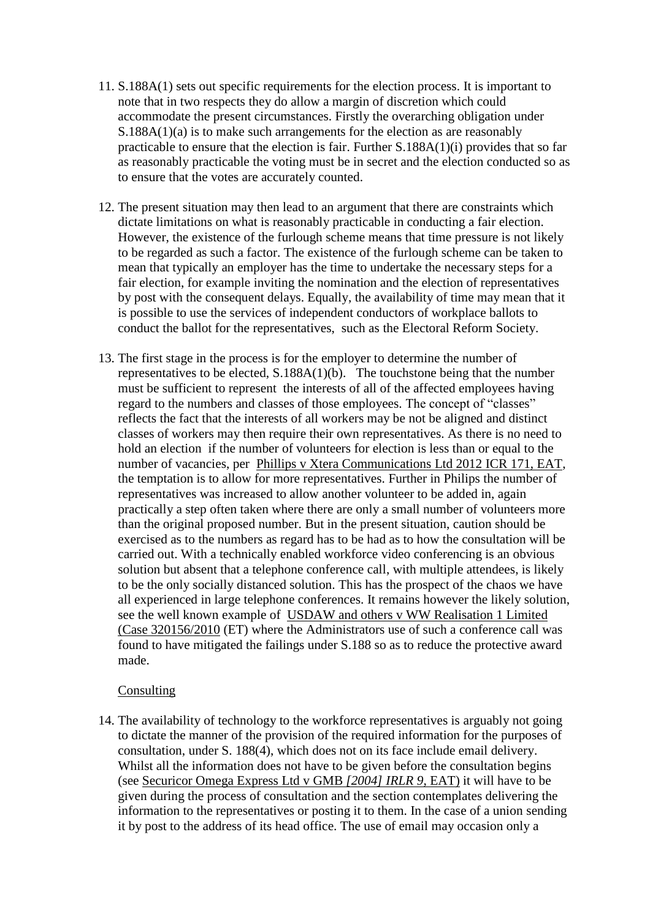11. S.188A(1) sets out specific requirements for the election process. It is important to note that in two respects they do allow a margin of discretion which could accommodate the present circumstances. Firstly the overarching obligation under S.188A(1)(a) is to make such arrangements for the election as are reasonably practicable to ensure that the election is fair. Further S.188A(1)(i) provides that so far as reasonably practicable the voting must be in secret and the election conducted so as to ensure that the votes are accurately counted.

12. The present situation may then lead to an argument that there are constraints which dictate limitations on what is reasonably practicable in conducting a fair election. However, the existence of the furlough scheme means that time pressure is not likely to be regarded as such a factor. The existence of the furlough scheme can be taken to mean that typically an employer has the time to undertake the necessary steps for a fair election, for example inviting the nomination and the election of representatives by post with the consequent delays. Equally, the availability of time may mean that it is possible to use the services of independent conductors of workplace ballots to conduct the ballot for the representatives, such as the Electoral Reform Society.

13. The first stage in the process is for the employer to determine the number of representatives to be elected, S.188A(1)(b). The touchstone being that the number must be sufficient to represent the interests of all of the affected employees having regard to the numbers and classes of those employees. The concept of "classes" reflects the fact that the interests of all workers may be not be aligned and distinct classes of workers may then require their own representatives. As there is no need to hold an election if the number of volunteers for election is less than or equal to the number of vacancies, per <u>Phillips v Xtera Communications Ltd 2012 ICR 171, EAT</u>, the temptation is to allow for more representatives. Further in Philips the number of representatives was increased to allow another volunteer to be added in, again practically a step often taken where there are only a small number of volunteers more than the original proposed number. But in the present situation, caution should be exercised as to the numbers as regard has to be had as to how the consultation will be carried out. With a technically enabled workforce video conferencing is an obvious solution but absent that a telephone conference call, with multiple attendees, is likely to be the only socially distanced solution. This has the prospect of the chaos we have all experienced in large telephone conferences. It remains however the likely solution, see the well known example of <u>USDAW and others v WW Realisation 1 Limited (Case 320156/2010</u> (ET) where the Administrators use of such a conference call was found to have mitigated the failings under S.188 so as to reduce the protective award made.

<u>Consulting</u>

14. The availability of technology to the workforce representatives is arguably not going to dictate the manner of the provision of the required information for the purposes of consultation, under S. 188(4), which does not on its face include email delivery. Whilst all the information does not have to be given before the consultation begins (see <u>Securicor Omega Express Ltd v GMB *[2004] IRLR 9*, EAT</u>) it will have to be given during the process of consultation and the section contemplates delivering the information to the representatives or posting it to them. In the case of a union sending it by post to the address of its head office. The use of email may occasion only a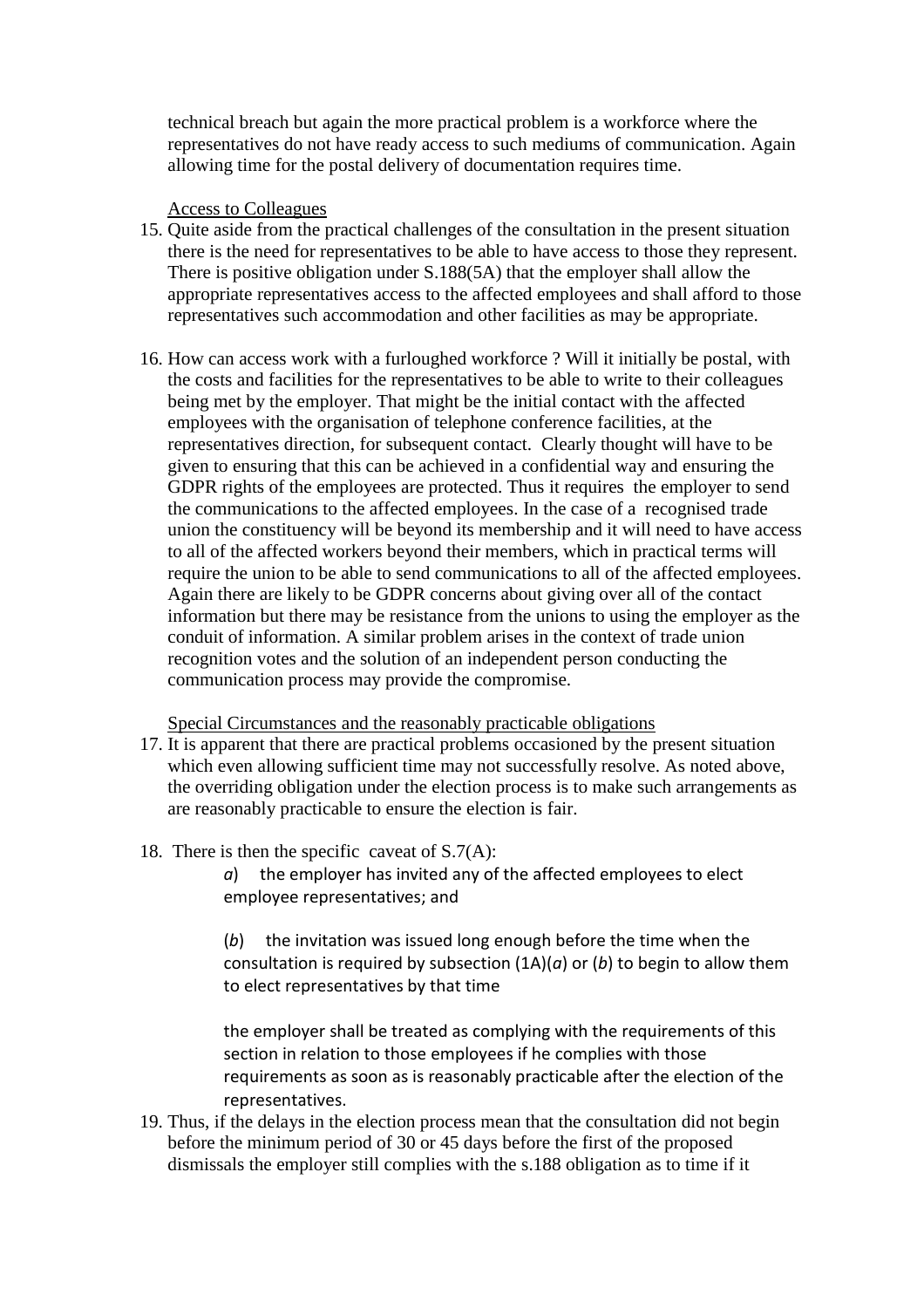technical breach but again the more practical problem is a workforce where the representatives do not have ready access to such mediums of communication. Again allowing time for the postal delivery of documentation requires time.

Access to Colleagues

15. Quite aside from the practical challenges of the consultation in the present situation there is the need for representatives to be able to have access to those they represent. There is positive obligation under S.188(5A) that the employer shall allow the appropriate representatives access to the affected employees and shall afford to those representatives such accommodation and other facilities as may be appropriate.

16. How can access work with a furloughed workforce ? Will it initially be postal, with the costs and facilities for the representatives to be able to write to their colleagues being met by the employer. That might be the initial contact with the affected employees with the organisation of telephone conference facilities, at the representatives direction, for subsequent contact. Clearly thought will have to be given to ensuring that this can be achieved in a confidential way and ensuring the GDPR rights of the employees are protected. Thus it requires the employer to send the communications to the affected employees. In the case of a recognised trade union the constituency will be beyond its membership and it will need to have access to all of the affected workers beyond their members, which in practical terms will require the union to be able to send communications to all of the affected employees. Again there are likely to be GDPR concerns about giving over all of the contact information but there may be resistance from the unions to using the employer as the conduit of information. A similar problem arises in the context of trade union recognition votes and the solution of an independent person conducting the communication process may provide the compromise.

Special Circumstances and the reasonably practicable obligations

17. It is apparent that there are practical problems occasioned by the present situation which even allowing sufficient time may not successfully resolve. As noted above, the overriding obligation under the election process is to make such arrangements as are reasonably practicable to ensure the election is fair.

18. There is then the specific caveat of S.7(A):

    *a*) the employer has invited any of the affected employees to elect employee representatives; and

    (*b*) the invitation was issued long enough before the time when the consultation is required by subsection (1A)(*a*) or (*b*) to begin to allow them to elect representatives by that time

    the employer shall be treated as complying with the requirements of this section in relation to those employees if he complies with those requirements as soon as is reasonably practicable after the election of the representatives.

19. Thus, if the delays in the election process mean that the consultation did not begin before the minimum period of 30 or 45 days before the first of the proposed dismissals the employer still complies with the s.188 obligation as to time if it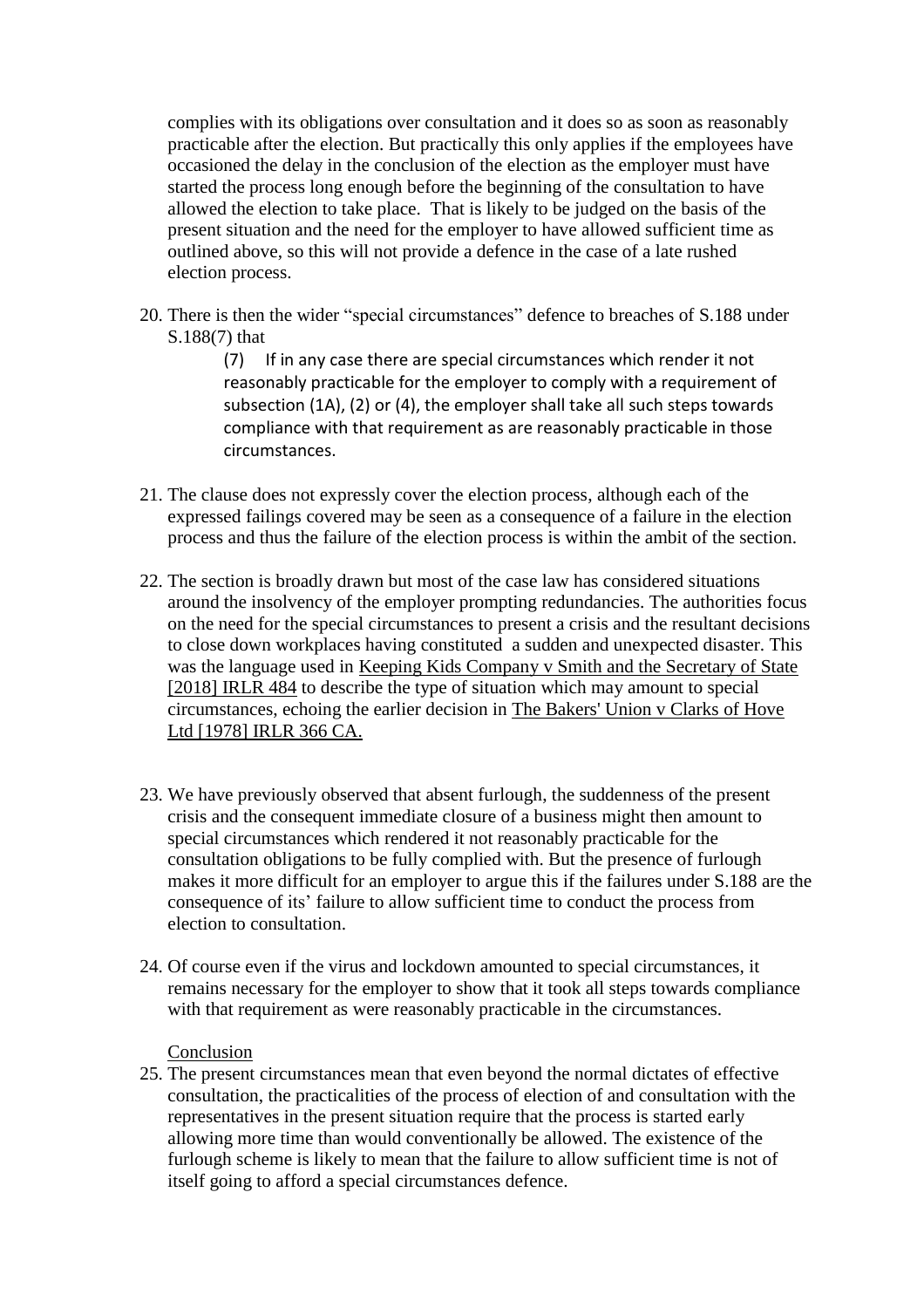complies with its obligations over consultation and it does so as soon as reasonably practicable after the election. But practically this only applies if the employees have occasioned the delay in the conclusion of the election as the employer must have started the process long enough before the beginning of the consultation to have allowed the election to take place. That is likely to be judged on the basis of the present situation and the need for the employer to have allowed sufficient time as outlined above, so this will not provide a defence in the case of a late rushed election process.

20. There is then the wider "special circumstances" defence to breaches of S.188 under S.188(7) that

    > (7) If in any case there are special circumstances which render it not reasonably practicable for the employer to comply with a requirement of subsection (1A), (2) or (4), the employer shall take all such steps towards compliance with that requirement as are reasonably practicable in those circumstances.

21. The clause does not expressly cover the election process, although each of the expressed failings covered may be seen as a consequence of a failure in the election process and thus the failure of the election process is within the ambit of the section.

22. The section is broadly drawn but most of the case law has considered situations around the insolvency of the employer prompting redundancies. The authorities focus on the need for the special circumstances to present a crisis and the resultant decisions to close down workplaces having constituted a sudden and unexpected disaster. This was the language used in Keeping Kids Company v Smith and the Secretary of State [2018] IRLR 484 to describe the type of situation which may amount to special circumstances, echoing the earlier decision in The Bakers' Union v Clarks of Hove Ltd [1978] IRLR 366 CA.

23. We have previously observed that absent furlough, the suddenness of the present crisis and the consequent immediate closure of a business might then amount to special circumstances which rendered it not reasonably practicable for the consultation obligations to be fully complied with. But the presence of furlough makes it more difficult for an employer to argue this if the failures under S.188 are the consequence of its' failure to allow sufficient time to conduct the process from election to consultation.

24. Of course even if the virus and lockdown amounted to special circumstances, it remains necessary for the employer to show that it took all steps towards compliance with that requirement as were reasonably practicable in the circumstances.

## Conclusion

25. The present circumstances mean that even beyond the normal dictates of effective consultation, the practicalities of the process of election of and consultation with the representatives in the present situation require that the process is started early allowing more time than would conventionally be allowed. The existence of the furlough scheme is likely to mean that the failure to allow sufficient time is not of itself going to afford a special circumstances defence.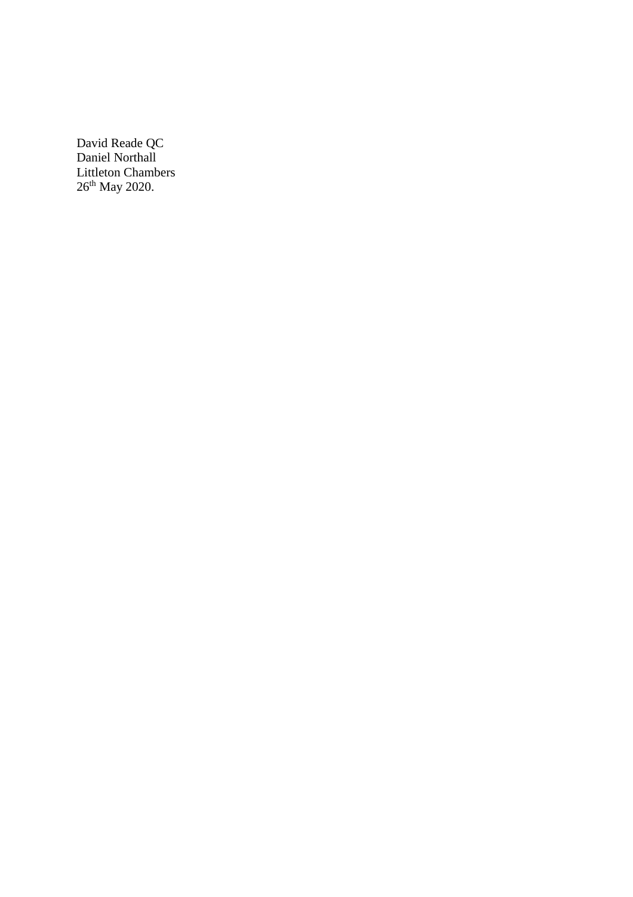David Reade QC  
Daniel Northall  
Littleton Chambers  
26th May 2020.